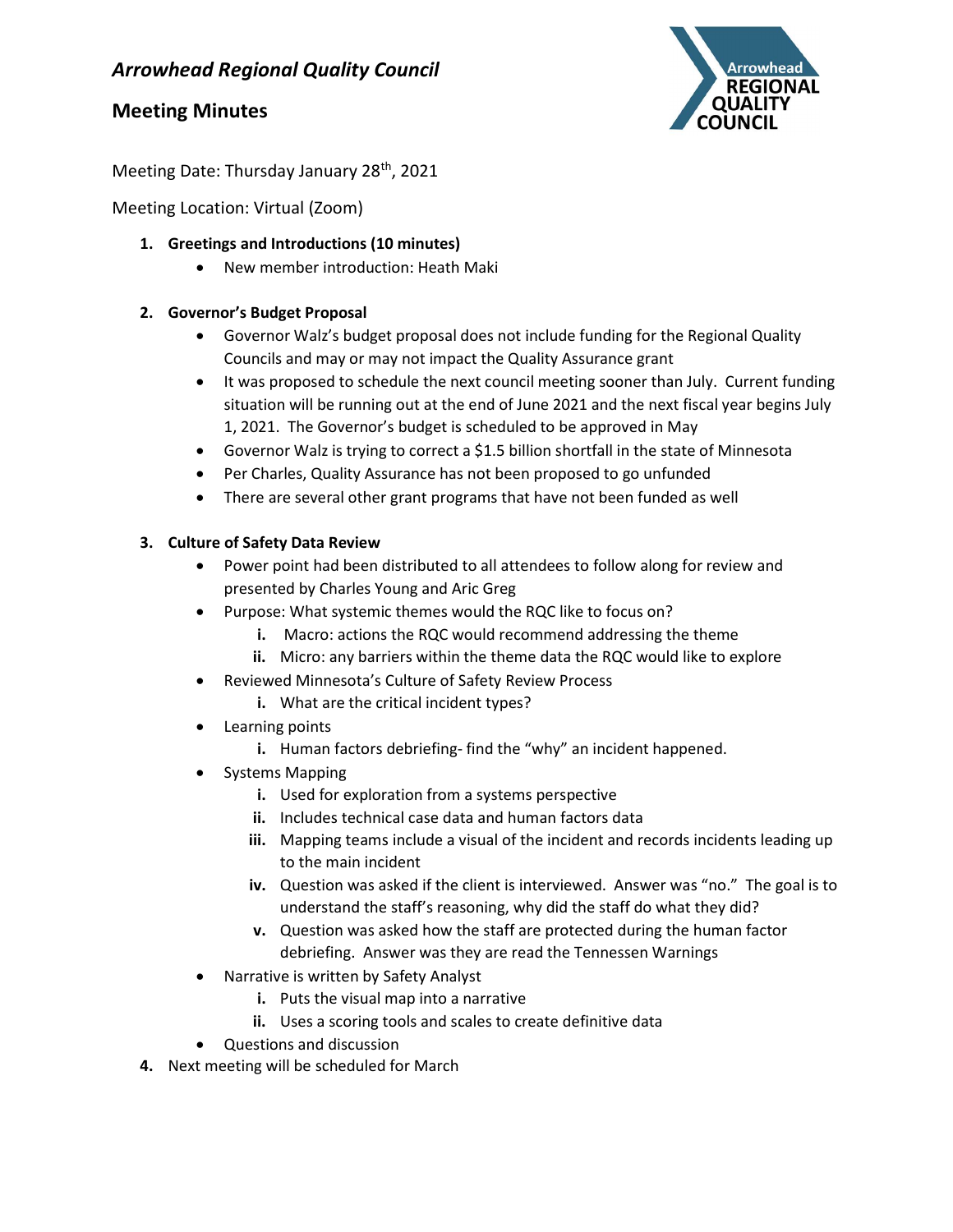# *Arrowhead Regional Quality Council*

## Meeting Minutes

Meeting Date: Thursday January 28th, 2021

Meeting Location: Virtual (Zoom)

1. **Greetings and Introductions (10 minutes)**
   - New member introduction: Heath Maki

2. **Governor's Budget Proposal**
   - Governor Walz's budget proposal does not include funding for the Regional Quality Councils and may or may not impact the Quality Assurance grant
   - It was proposed to schedule the next council meeting sooner than July. Current funding situation will be running out at the end of June 2021 and the next fiscal year begins July 1, 2021. The Governor's budget is scheduled to be approved in May
   - Governor Walz is trying to correct a $1.5 billion shortfall in the state of Minnesota
   - Per Charles, Quality Assurance has not been proposed to go unfunded
   - There are several other grant programs that have not been funded as well

3. **Culture of Safety Data Review**
   - Power point had been distributed to all attendees to follow along for review and presented by Charles Young and Aric Greg
   - Purpose: What systemic themes would the RQC like to focus on?
     - **i.** Macro: actions the RQC would recommend addressing the theme
     - **ii.** Micro: any barriers within the theme data the RQC would like to explore
   - Reviewed Minnesota's Culture of Safety Review Process
     - **i.** What are the critical incident types?
   - Learning points
     - **i.** Human factors debriefing- find the "why" an incident happened.
   - Systems Mapping
     - **i.** Used for exploration from a systems perspective
     - **ii.** Includes technical case data and human factors data
     - **iii.** Mapping teams include a visual of the incident and records incidents leading up to the main incident
     - **iv.** Question was asked if the client is interviewed. Answer was "no." The goal is to understand the staff's reasoning, why did the staff do what they did?
     - **v.** Question was asked how the staff are protected during the human factor debriefing. Answer was they are read the Tennessen Warnings
   - Narrative is written by Safety Analyst
     - **i.** Puts the visual map into a narrative
     - **ii.** Uses a scoring tools and scales to create definitive data
   - Questions and discussion

4. Next meeting will be scheduled for March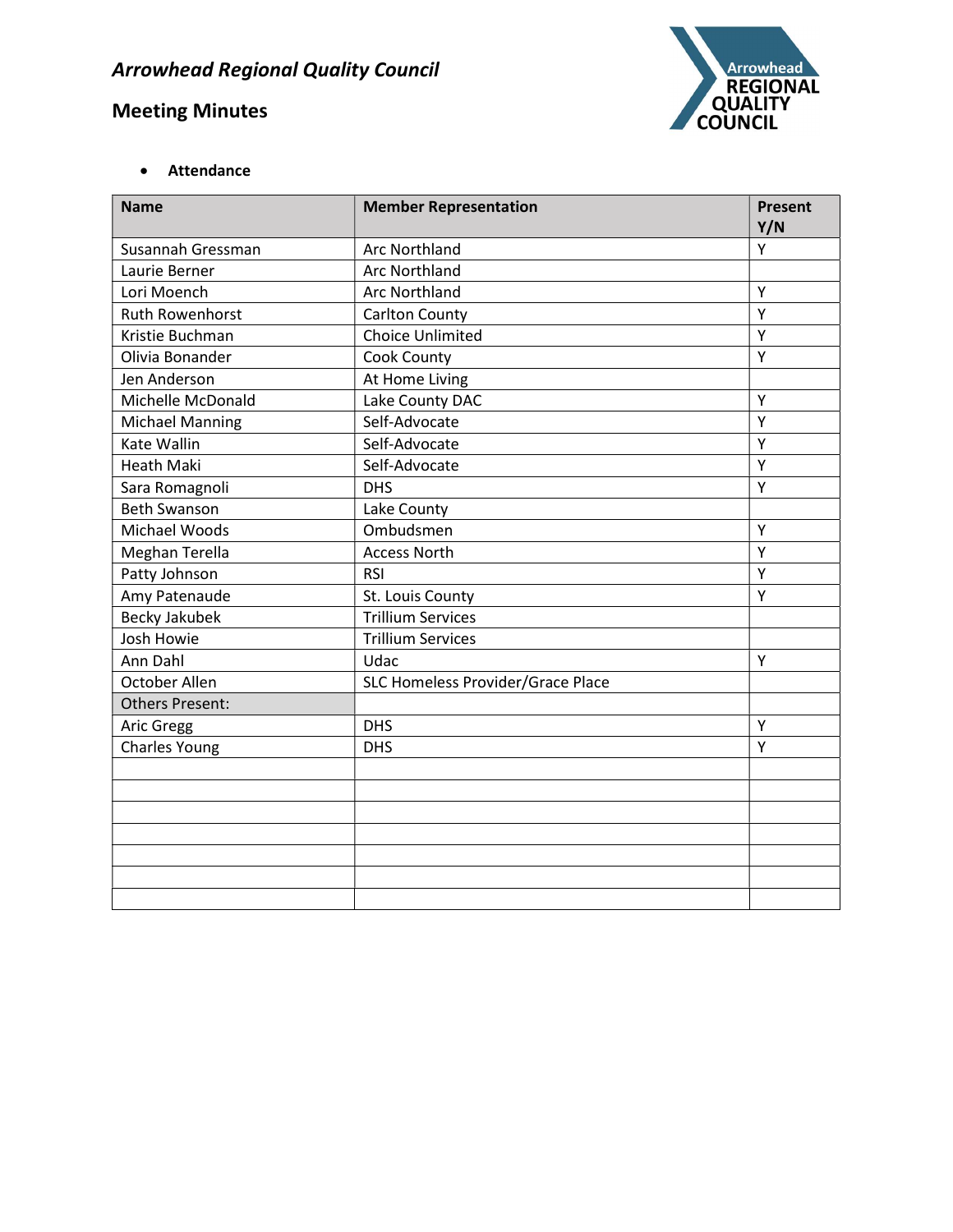*Arrowhead Regional Quality Council*

**Meeting Minutes**

- **Attendance**

| Name | Member Representation | Present Y/N |
|---|---|---|
| Susannah Gressman | Arc Northland | Y |
| Laurie Berner | Arc Northland | |
| Lori Moench | Arc Northland | Y |
| Ruth Rowenhorst | Carlton County | Y |
| Kristie Buchman | Choice Unlimited | Y |
| Olivia Bonander | Cook County | Y |
| Jen Anderson | At Home Living | |
| Michelle McDonald | Lake County DAC | Y |
| Michael Manning | Self-Advocate | Y |
| Kate Wallin | Self-Advocate | Y |
| Heath Maki | Self-Advocate | Y |
| Sara Romagnoli | DHS | Y |
| Beth Swanson | Lake County | |
| Michael Woods | Ombudsmen | Y |
| Meghan Terella | Access North | Y |
| Patty Johnson | RSI | Y |
| Amy Patenaude | St. Louis County | Y |
| Becky Jakubek | Trillium Services | |
| Josh Howie | Trillium Services | |
| Ann Dahl | Udac | Y |
| October Allen | SLC Homeless Provider/Grace Place | |
| Others Present: | | |
| Aric Gregg | DHS | Y |
| Charles Young | DHS | Y |
| | | |
| | | |
| | | |
| | | |
| | | |
| | | |
| | | |